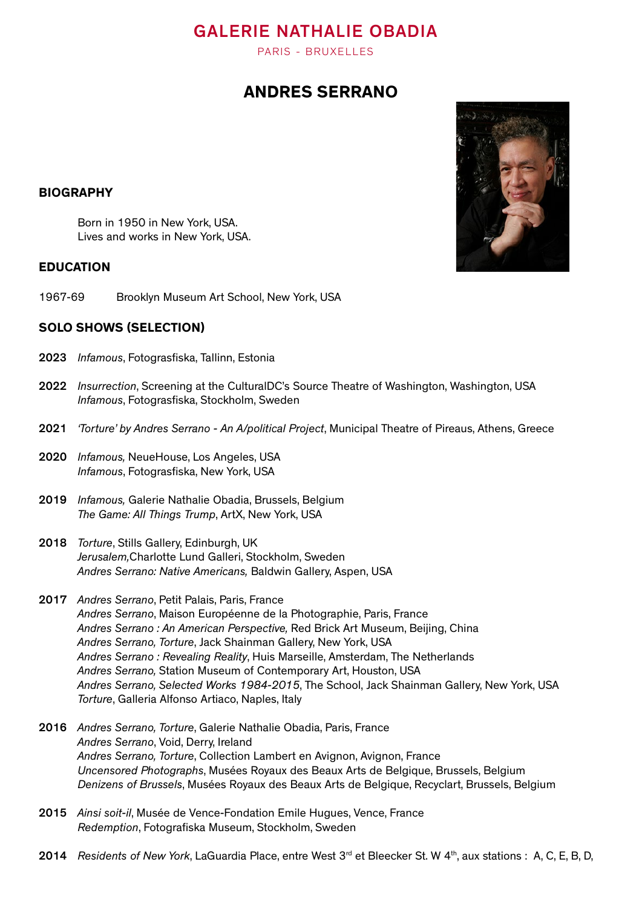# GALERIE NATHALIE OBADIA

PARIS - BRUXELLES

## ANDRES SERRANO

### BIOGRAPHY

Born in 1950 in New York, USA.
Lives and works in New York, USA.

### EDUCATION

1967-69 Brooklyn Museum Art School, New York, USA

### SOLO SHOWS (SELECTION)

**2023** *Infamous*, Fotografiska, Tallinn, Estonia

**2022** *Insurrection*, Screening at the CulturalDC's Source Theatre of Washington, Washington, USA
*Infamous*, Fotografiska, Stockholm, Sweden

**2021** *'Torture' by Andres Serrano - An A/political Project*, Municipal Theatre of Pireaus, Athens, Greece

**2020** *Infamous,* NeueHouse, Los Angeles, USA
*Infamous*, Fotografiska, New York, USA

**2019** *Infamous,* Galerie Nathalie Obadia, Brussels, Belgium
*The Game: All Things Trump*, ArtX, New York, USA

**2018** *Torture*, Stills Gallery, Edinburgh, UK
*Jerusalem,*Charlotte Lund Galleri, Stockholm, Sweden
*Andres Serrano: Native Americans,* Baldwin Gallery, Aspen, USA

**2017** *Andres Serrano*, Petit Palais, Paris, France
*Andres Serrano*, Maison Européenne de la Photographie, Paris, France
*Andres Serrano : An American Perspective,* Red Brick Art Museum, Beijing, China
*Andres Serrano, Torture*, Jack Shainman Gallery, New York, USA
*Andres Serrano : Revealing Reality*, Huis Marseille, Amsterdam, The Netherlands
*Andres Serrano,* Station Museum of Contemporary Art, Houston, USA
*Andres Serrano, Selected Works 1984-2015*, The School, Jack Shainman Gallery, New York, USA
*Torture*, Galleria Alfonso Artiaco, Naples, Italy

**2016** *Andres Serrano, Torture*, Galerie Nathalie Obadia, Paris, France
*Andres Serrano*, Void, Derry, Ireland
*Andres Serrano, Torture*, Collection Lambert en Avignon, Avignon, France
*Uncensored Photographs*, Musées Royaux des Beaux Arts de Belgique, Brussels, Belgium
*Denizens of Brussels*, Musées Royaux des Beaux Arts de Belgique, Recyclart, Brussels, Belgium

**2015** *Ainsi soit-il*, Musée de Vence-Fondation Emile Hugues, Vence, France
*Redemption*, Fotografiska Museum, Stockholm, Sweden

**2014** *Residents of New York*, LaGuardia Place, entre West 3rd et Bleecker St. W 4th, aux stations : A, C, E, B, D,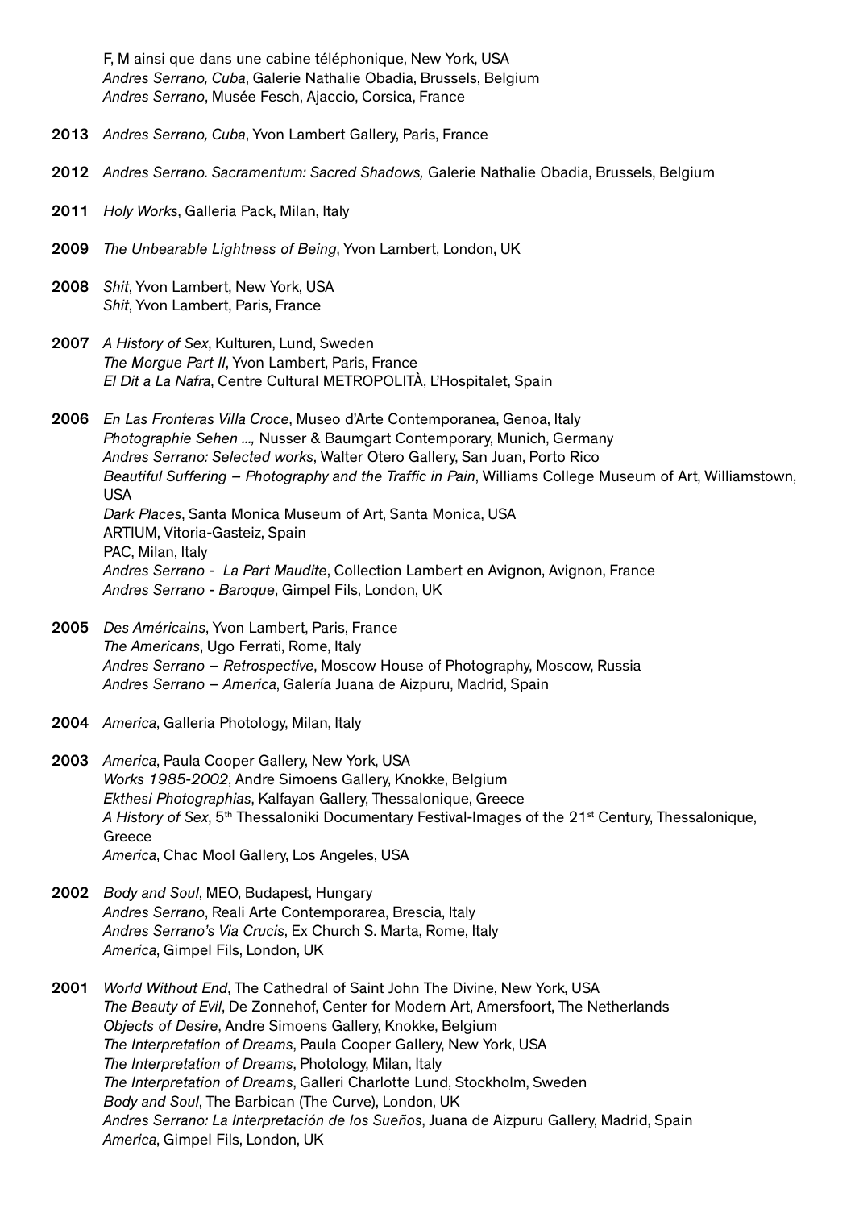F, M ainsi que dans une cabine téléphonique, New York, USA
*Andres Serrano, Cuba*, Galerie Nathalie Obadia, Brussels, Belgium
*Andres Serrano*, Musée Fesch, Ajaccio, Corsica, France

**2013** *Andres Serrano, Cuba*, Yvon Lambert Gallery, Paris, France

**2012** *Andres Serrano. Sacramentum: Sacred Shadows,* Galerie Nathalie Obadia, Brussels, Belgium

**2011** *Holy Works*, Galleria Pack, Milan, Italy

**2009** *The Unbearable Lightness of Being*, Yvon Lambert, London, UK

**2008** *Shit*, Yvon Lambert, New York, USA
*Shit*, Yvon Lambert, Paris, France

**2007** *A History of Sex*, Kulturen, Lund, Sweden
*The Morgue Part II*, Yvon Lambert, Paris, France
*El Dit a La Nafra*, Centre Cultural METROPOLITÀ, L'Hospitalet, Spain

**2006** *En Las Fronteras Villa Croce*, Museo d'Arte Contemporanea, Genoa, Italy
*Photographie Sehen ...,* Nusser & Baumgart Contemporary, Munich, Germany
*Andres Serrano: Selected works*, Walter Otero Gallery, San Juan, Porto Rico
*Beautiful Suffering – Photography and the Traffic in Pain*, Williams College Museum of Art, Williamstown, USA
*Dark Places*, Santa Monica Museum of Art, Santa Monica, USA
ARTIUM, Vitoria-Gasteiz, Spain
PAC, Milan, Italy
*Andres Serrano - La Part Maudite*, Collection Lambert en Avignon, Avignon, France
*Andres Serrano - Baroque*, Gimpel Fils, London, UK

**2005** *Des Américains*, Yvon Lambert, Paris, France
*The Americans*, Ugo Ferrati, Rome, Italy
*Andres Serrano – Retrospective*, Moscow House of Photography, Moscow, Russia
*Andres Serrano – America*, Galería Juana de Aizpuru, Madrid, Spain

**2004** *America*, Galleria Photology, Milan, Italy

**2003** *America*, Paula Cooper Gallery, New York, USA
*Works 1985-2002*, Andre Simoens Gallery, Knokke, Belgium
*Ekthesi Photographias*, Kalfayan Gallery, Thessalonique, Greece
*A History of Sex*, 5th Thessaloniki Documentary Festival-Images of the 21st Century, Thessalonique, Greece
*America*, Chac Mool Gallery, Los Angeles, USA

**2002** *Body and Soul*, MEO, Budapest, Hungary
*Andres Serrano*, Reali Arte Contemporarea, Brescia, Italy
*Andres Serrano's Via Crucis*, Ex Church S. Marta, Rome, Italy
*America*, Gimpel Fils, London, UK

**2001** *World Without End*, The Cathedral of Saint John The Divine, New York, USA
*The Beauty of Evil*, De Zonnehof, Center for Modern Art, Amersfoort, The Netherlands
*Objects of Desire*, Andre Simoens Gallery, Knokke, Belgium
*The Interpretation of Dreams*, Paula Cooper Gallery, New York, USA
*The Interpretation of Dreams*, Photology, Milan, Italy
*The Interpretation of Dreams*, Galleri Charlotte Lund, Stockholm, Sweden
*Body and Soul*, The Barbican (The Curve), London, UK
*Andres Serrano: La Interpretación de los Sueños*, Juana de Aizpuru Gallery, Madrid, Spain
*America*, Gimpel Fils, London, UK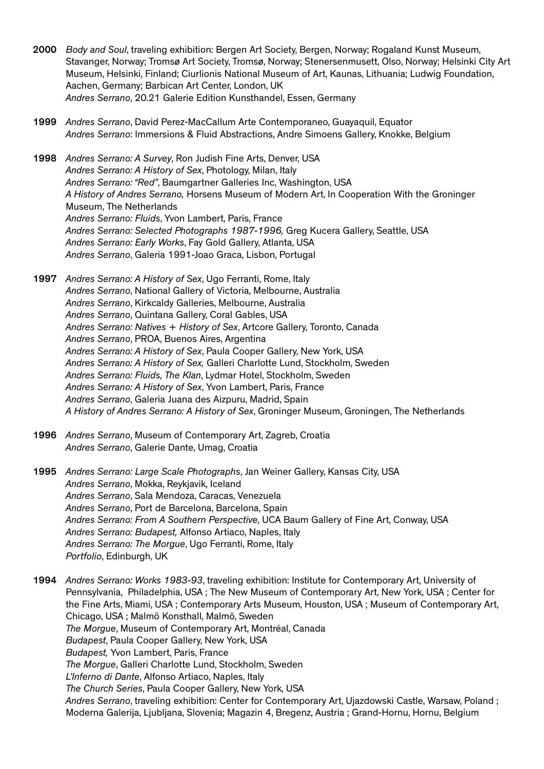**2000** *Body and Soul*, traveling exhibition: Bergen Art Society, Bergen, Norway; Rogaland Kunst Museum, Stavanger, Norway; Tromsø Art Society, Tromsø, Norway; Stenersenmusett, Olso, Norway; Helsinki City Art Museum, Helsinki, Finland; Ciurlionis National Museum of Art, Kaunas, Lithuania; Ludwig Foundation, Aachen, Germany; Barbican Art Center, London, UK
*Andres Serrano*, 20.21 Galerie Edition Kunsthandel, Essen, Germany

**1999** *Andres Serrano*, David Perez-MacCallum Arte Contemporaneo, Guayaquil, Equator
*Andres Serrano*: Immersions & Fluid Abstractions, Andre Simoens Gallery, Knokke, Belgium

**1998** *Andres Serrano: A Survey*, Ron Judish Fine Arts, Denver, USA
*Andres Serrano: A History of Sex*, Photology, Milan, Italy
*Andres Serrano: "Red"*, Baumgartner Galleries Inc, Washington, USA
*A History of Andres Serrano,* Horsens Museum of Modern Art, In Cooperation With the Groninger Museum, The Netherlands
*Andres Serrano: Fluids*, Yvon Lambert, Paris, France
*Andres Serrano: Selected Photographs 1987-1996,* Greg Kucera Gallery, Seattle, USA
*Andres Serrano: Early Works*, Fay Gold Gallery, Atlanta, USA
*Andres Serrano*, Galeria 1991-Joao Graca, Lisbon, Portugal

**1997** *Andres Serrano: A History of Sex*, Ugo Ferranti, Rome, Italy
*Andres Serrano*, National Gallery of Victoria, Melbourne, Australia
*Andres Serrano*, Kirkcaldy Galleries, Melbourne, Australia
*Andres Serrano*, Quintana Gallery, Coral Gables, USA
*Andres Serrano: Natives + History of Sex*, Artcore Gallery, Toronto, Canada
*Andres Serrano*, PROA, Buenos Aires, Argentina
*Andres Serrano: A History of Sex*, Paula Cooper Gallery, New York, USA
*Andres Serrano: A History of Sex,* Galleri Charlotte Lund, Stockholm, Sweden
*Andres Serrano: Fluids, The Klan*, Lydmar Hotel, Stockholm, Sweden
*Andres Serrano: A History of Sex*, Yvon Lambert, Paris, France
*Andres Serrano*, Galeria Juana des Aizpuru, Madrid, Spain
*A History of Andres Serrano: A History of Sex*, Groninger Museum, Groningen, The Netherlands

**1996** *Andres Serrano*, Museum of Contemporary Art, Zagreb, Croatia
*Andres Serrano*, Galerie Dante, Umag, Croatia

**1995** *Andres Serrano: Large Scale Photographs*, Jan Weiner Gallery, Kansas City, USA
*Andres Serrano*, Mokka, Reykjavik, Iceland
*Andres Serrano*, Sala Mendoza, Caracas, Venezuela
*Andres Serrano*, Port de Barcelona, Barcelona, Spain
*Andres Serrano: From A Southern Perspective*, UCA Baum Gallery of Fine Art, Conway, USA
*Andres Serrano: Budapest,* Alfonso Artiaco, Naples, Italy
*Andres Serrano: The Morgue*, Ugo Ferranti, Rome, Italy
*Portfolio*, Edinburgh, UK

**1994** *Andres Serrano: Works 1983-93*, traveling exhibition: Institute for Contemporary Art, University of Pennsylvania, Philadelphia, USA ; The New Museum of Contemporary Art, New York, USA ; Center for the Fine Arts, Miami, USA ; Contemporary Arts Museum, Houston, USA ; Museum of Contemporary Art, Chicago, USA ; Malmö Konsthall, Malmö, Sweden
*The Morgue*, Museum of Contemporary Art, Montréal, Canada
*Budapest*, Paula Cooper Gallery, New York, USA
*Budapest,* Yvon Lambert, Paris, France
*The Morgue*, Galleri Charlotte Lund, Stockholm, Sweden
*L'Inferno di Dante*, Alfonso Artiaco, Naples, Italy
*The Church Series*, Paula Cooper Gallery, New York, USA
*Andres Serrano*, traveling exhibition: Center for Contemporary Art, Ujazdowski Castle, Warsaw, Poland ; Moderna Galerija, Ljubljana, Slovenia; Magazin 4, Bregenz, Austria ; Grand-Hornu, Hornu, Belgium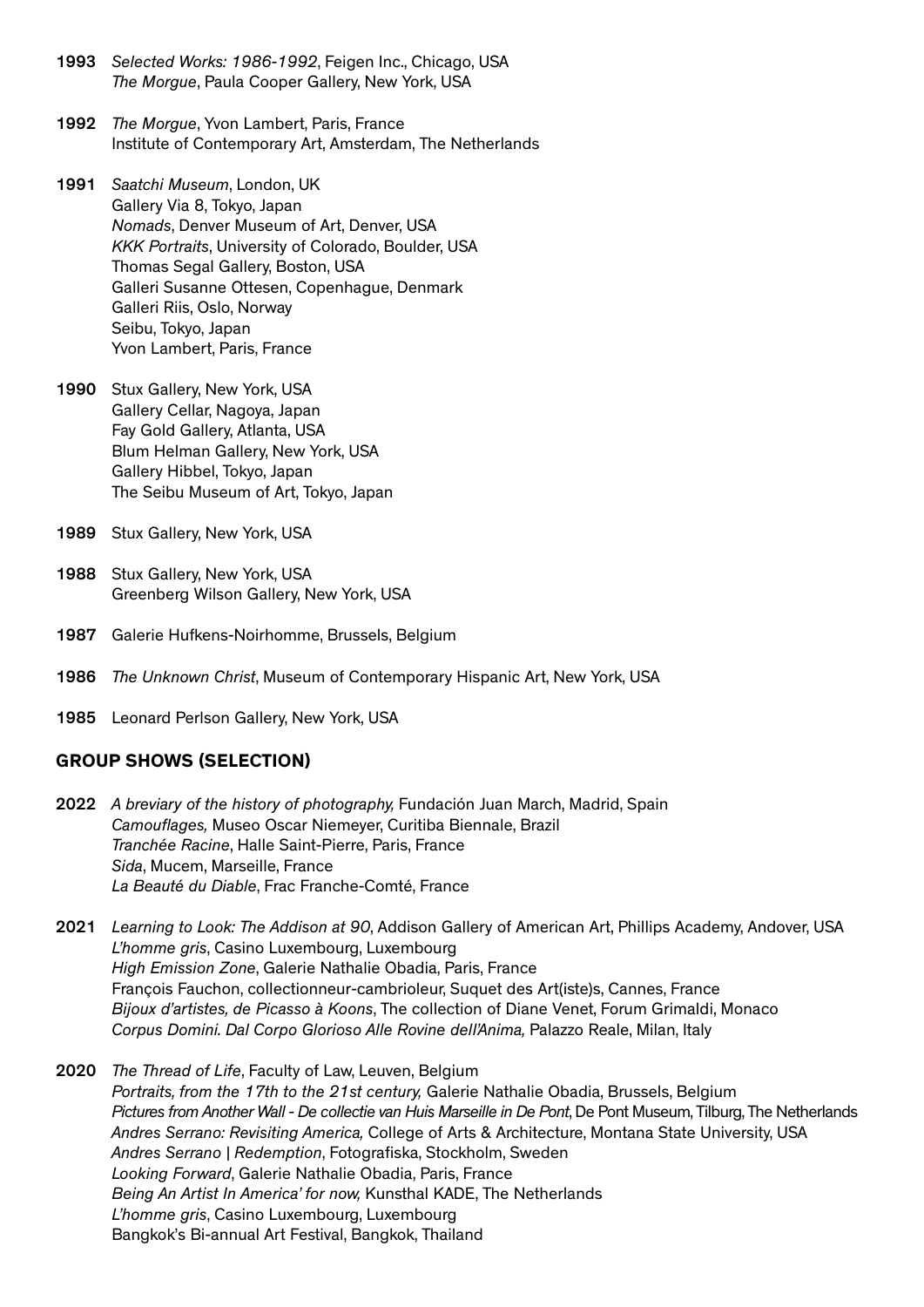**1993** *Selected Works: 1986-1992*, Feigen Inc., Chicago, USA
*The Morgue*, Paula Cooper Gallery, New York, USA

**1992** *The Morgue*, Yvon Lambert, Paris, France
Institute of Contemporary Art, Amsterdam, The Netherlands

**1991** *Saatchi Museum*, London, UK
Gallery Via 8, Tokyo, Japan
*Nomads*, Denver Museum of Art, Denver, USA
*KKK Portraits*, University of Colorado, Boulder, USA
Thomas Segal Gallery, Boston, USA
Galleri Susanne Ottesen, Copenhague, Denmark
Galleri Riis, Oslo, Norway
Seibu, Tokyo, Japan
Yvon Lambert, Paris, France

**1990** Stux Gallery, New York, USA
Gallery Cellar, Nagoya, Japan
Fay Gold Gallery, Atlanta, USA
Blum Helman Gallery, New York, USA
Gallery Hibbel, Tokyo, Japan
The Seibu Museum of Art, Tokyo, Japan

**1989** Stux Gallery, New York, USA

**1988** Stux Gallery, New York, USA
Greenberg Wilson Gallery, New York, USA

**1987** Galerie Hufkens-Noirhomme, Brussels, Belgium

**1986** *The Unknown Christ*, Museum of Contemporary Hispanic Art, New York, USA

**1985** Leonard Perlson Gallery, New York, USA

## GROUP SHOWS (SELECTION)

**2022** *A breviary of the history of photography,* Fundación Juan March, Madrid, Spain
*Camouflages,* Museo Oscar Niemeyer, Curitiba Biennale, Brazil
*Tranchée Racine*, Halle Saint-Pierre, Paris, France
*Sida*, Mucem, Marseille, France
*La Beauté du Diable*, Frac Franche-Comté, France

**2021** *Learning to Look: The Addison at 90*, Addison Gallery of American Art, Phillips Academy, Andover, USA
*L'homme gris*, Casino Luxembourg, Luxembourg
*High Emission Zone*, Galerie Nathalie Obadia, Paris, France
François Fauchon, collectionneur-cambrioleur, Suquet des Art(iste)s, Cannes, France
*Bijoux d'artistes, de Picasso à Koons*, The collection of Diane Venet, Forum Grimaldi, Monaco
*Corpus Domini. Dal Corpo Glorioso Alle Rovine dell'Anima,* Palazzo Reale, Milan, Italy

**2020** *The Thread of Life*, Faculty of Law, Leuven, Belgium
*Portraits, from the 17th to the 21st century,* Galerie Nathalie Obadia, Brussels, Belgium
*Pictures from Another Wall - De collectie van Huis Marseille in De Pont*, De Pont Museum, Tilburg, The Netherlands
*Andres Serrano: Revisiting America,* College of Arts & Architecture, Montana State University, USA
*Andres Serrano | Redemption*, Fotografiska, Stockholm, Sweden
*Looking Forward*, Galerie Nathalie Obadia, Paris, France
*Being An Artist In America' for now,* Kunsthal KADE, The Netherlands
*L'homme gris*, Casino Luxembourg, Luxembourg
Bangkok's Bi-annual Art Festival, Bangkok, Thailand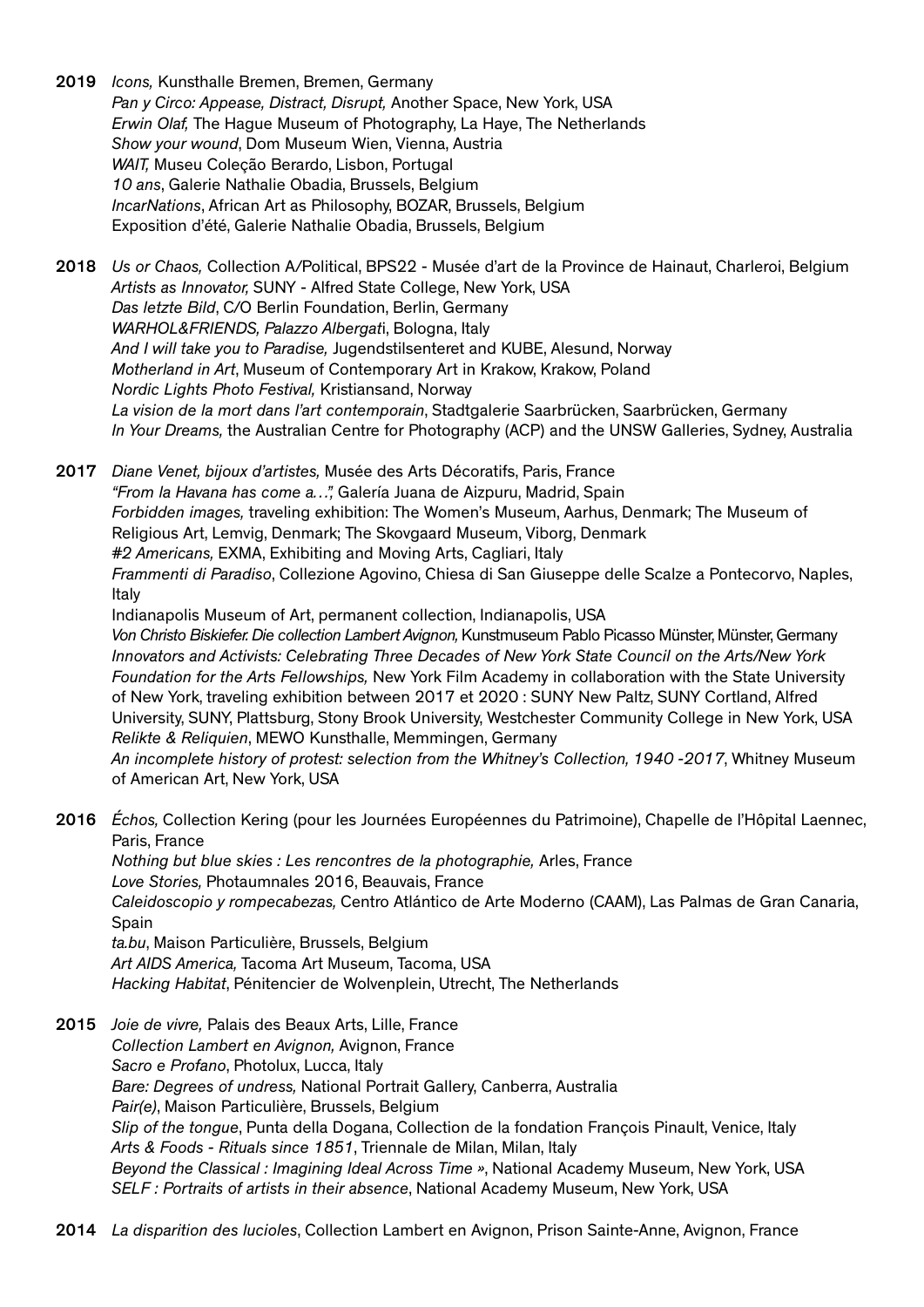**2019** *Icons,* Kunsthalle Bremen, Bremen, Germany
*Pan y Circo: Appease, Distract, Disrupt,* Another Space, New York, USA
*Erwin Olaf,* The Hague Museum of Photography, La Haye, The Netherlands
*Show your wound*, Dom Museum Wien, Vienna, Austria
*WAIT,* Museu Coleção Berardo, Lisbon, Portugal
*10 ans*, Galerie Nathalie Obadia, Brussels, Belgium
*IncarNations*, African Art as Philosophy, BOZAR, Brussels, Belgium
Exposition d'été, Galerie Nathalie Obadia, Brussels, Belgium

**2018** *Us or Chaos,* Collection A/Political, BPS22 - Musée d'art de la Province de Hainaut, Charleroi, Belgium
*Artists as Innovator,* SUNY - Alfred State College, New York, USA
*Das letzte Bild*, C/O Berlin Foundation, Berlin, Germany
*WARHOL&FRIENDS, Palazzo Albergat*i, Bologna, Italy
*And I will take you to Paradise,* Jugendstilsenteret and KUBE, Alesund, Norway
*Motherland in Art*, Museum of Contemporary Art in Krakow, Krakow, Poland
*Nordic Lights Photo Festival,* Kristiansand, Norway
*La vision de la mort dans l'art contemporain*, Stadtgalerie Saarbrücken, Saarbrücken, Germany
*In Your Dreams,* the Australian Centre for Photography (ACP) and the UNSW Galleries, Sydney, Australia

**2017** *Diane Venet, bijoux d'artistes,* Musée des Arts Décoratifs, Paris, France
*"From la Havana has come a…",* Galería Juana de Aizpuru, Madrid, Spain
*Forbidden images,* traveling exhibition: The Women's Museum, Aarhus, Denmark; The Museum of Religious Art, Lemvig, Denmark; The Skovgaard Museum, Viborg, Denmark
*#2 Americans,* EXMA, Exhibiting and Moving Arts, Cagliari, Italy
*Frammenti di Paradiso*, Collezione Agovino, Chiesa di San Giuseppe delle Scalze a Pontecorvo, Naples, Italy
Indianapolis Museum of Art, permanent collection, Indianapolis, USA
*Von Christo Biskiefer. Die collection Lambert Avignon,* Kunstmuseum Pablo Picasso Münster, Münster, Germany
*Innovators and Activists: Celebrating Three Decades of New York State Council on the Arts/New York Foundation for the Arts Fellowships,* New York Film Academy in collaboration with the State University of New York, traveling exhibition between 2017 et 2020 : SUNY New Paltz, SUNY Cortland, Alfred University, SUNY, Plattsburg, Stony Brook University, Westchester Community College in New York, USA
*Relikte & Reliquien*, MEWO Kunsthalle, Memmingen, Germany
*An incomplete history of protest: selection from the Whitney's Collection, 1940 -2017*, Whitney Museum of American Art, New York, USA

**2016** *Échos,* Collection Kering (pour les Journées Européennes du Patrimoine), Chapelle de l'Hôpital Laennec, Paris, France
*Nothing but blue skies : Les rencontres de la photographie,* Arles, France
*Love Stories,* Photaumnales 2016, Beauvais, France
*Caleidoscopio y rompecabezas,* Centro Atlántico de Arte Moderno (CAAM), Las Palmas de Gran Canaria, Spain
*ta.bu*, Maison Particulière, Brussels, Belgium
*Art AIDS America,* Tacoma Art Museum, Tacoma, USA
*Hacking Habitat*, Pénitencier de Wolvenplein, Utrecht, The Netherlands

**2015** *Joie de vivre,* Palais des Beaux Arts, Lille, France
*Collection Lambert en Avignon,* Avignon, France
*Sacro e Profano*, Photolux, Lucca, Italy
*Bare: Degrees of undress,* National Portrait Gallery, Canberra, Australia
*Pair(e)*, Maison Particulière, Brussels, Belgium
*Slip of the tongue*, Punta della Dogana, Collection de la fondation François Pinault, Venice, Italy
*Arts & Foods - Rituals since 1851*, Triennale de Milan, Milan, Italy
*Beyond the Classical : Imagining Ideal Across Time »*, National Academy Museum, New York, USA
*SELF : Portraits of artists in their absence*, National Academy Museum, New York, USA

**2014** *La disparition des lucioles*, Collection Lambert en Avignon, Prison Sainte-Anne, Avignon, France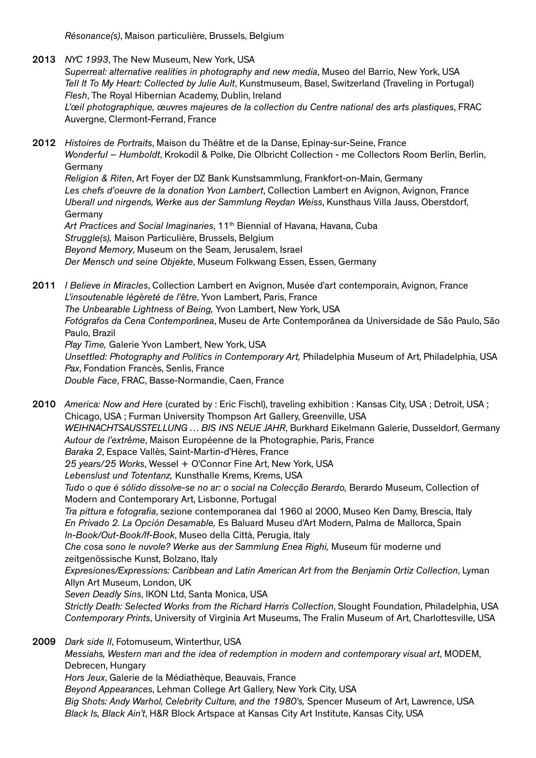*Résonance(s)*, Maison particulière, Brussels, Belgium

**2013** *NYC 1993*, The New Museum, New York, USA
*Superreal: alternative realities in photography and new media*, Museo del Barrio, New York, USA
*Tell It To My Heart: Collected by Julie Ault*, Kunstmuseum, Basel, Switzerland (Traveling in Portugal)
*Flesh*, The Royal Hibernian Academy, Dublin, Ireland
*L'œil photographique, œuvres majeures de la collection du Centre national des arts plastiques*, FRAC Auvergne, Clermont-Ferrand, France

**2012** *Histoires de Portraits*, Maison du Théâtre et de la Danse, Epinay-sur-Seine, France
*Wonderful – Humboldt*, Krokodil & Polke, Die Olbricht Collection - me Collectors Room Berlin, Berlin, Germany
*Religion & Riten*, Art Foyer der DZ Bank Kunstsammlung, Frankfort-on-Main, Germany
*Les chefs d'oeuvre de la donation Yvon Lambert*, Collection Lambert en Avignon, Avignon, France
*Uberall und nirgends, Werke aus der Sammlung Reydan Weiss*, Kunsthaus Villa Jauss, Oberstdorf, Germany
*Art Practices and Social Imaginaries*, 11th Biennial of Havana, Havana, Cuba
*Struggle(s),* Maison Particulière, Brussels, Belgium
*Beyond Memory*, Museum on the Seam, Jerusalem, Israel
*Der Mensch und seine Objekte*, Museum Folkwang Essen, Essen, Germany

**2011** *I Believe in Miracles*, Collection Lambert en Avignon, Musée d'art contemporain, Avignon, France
*L'insoutenable légèreté de l'être*, Yvon Lambert, Paris, France
*The Unbearable Lightness of Being,* Yvon Lambert, New York, USA
*Fotógrafos da Cena Contemporânea*, Museu de Arte Contemporânea da Universidade de São Paulo, São Paulo, Brazil
*Play Time,* Galerie Yvon Lambert, New York, USA
*Unsettled: Photography and Politics in Contemporary Art,* Philadelphia Museum of Art, Philadelphia, USA
*Pax*, Fondation Francès, Senlis, France
*Double Face*, FRAC, Basse-Normandie, Caen, France

**2010** *America: Now and Here* (curated by : Eric Fischl), traveling exhibition : Kansas City, USA ; Detroit, USA ; Chicago, USA ; Furman University Thompson Art Gallery, Greenville, USA
*WEIHNACHTSAUSSTELLUNG … BIS INS NEUE JAHR*, Burkhard Eikelmann Galerie, Dusseldorf, Germany
*Autour de l'extrême*, Maison Européenne de la Photographie, Paris, France
*Baraka 2*, Espace Vallès, Saint-Martin-d'Hères, France
*25 years/25 Works*, Wessel + O'Connor Fine Art, New York, USA
*Lebenslust und Totentanz,* Kunsthalle Krems, Krems, USA
*Tudo o que é sólido dissolve-se no ar: o social na Colecção Berardo,* Berardo Museum, Collection of Modern and Contemporary Art, Lisbonne, Portugal
*Tra pittura e fotografia*, sezione contemporanea dal 1960 al 2000, Museo Ken Damy, Brescia, Italy
*En Privado 2. La Opción Desamable,* Es Baluard Museu d'Art Modern, Palma de Mallorca, Spain
*In-Book/Out-Book/If-Book*, Museo della Città, Perugia, Italy
*Che cosa sono le nuvole? Werke aus der Sammlung Enea Righi,* Museum für moderne und zeitgenössische Kunst, Bolzano, Italy
*Expresiones/Expressions: Caribbean and Latin American Art from the Benjamin Ortiz Collection*, Lyman Allyn Art Museum, London, UK
*Seven Deadly Sins*, IKON Ltd, Santa Monica, USA
*Strictly Death: Selected Works from the Richard Harris Collection*, Slought Foundation, Philadelphia, USA
*Contemporary Prints*, University of Virginia Art Museums, The Fralin Museum of Art, Charlottesville, USA

**2009** *Dark side II*, Fotomuseum, Winterthur, USA
*Messiahs, Western man and the idea of redemption in modern and contemporary visual art*, MODEM, Debrecen, Hungary
*Hors Jeux*, Galerie de la Médiathèque, Beauvais, France
*Beyond Appearances*, Lehman College Art Gallery, New York City, USA
*Big Shots: Andy Warhol, Celebrity Culture, and the 1980's,* Spencer Museum of Art, Lawrence, USA
*Black Is, Black Ain't*, H&R Block Artspace at Kansas City Art Institute, Kansas City, USA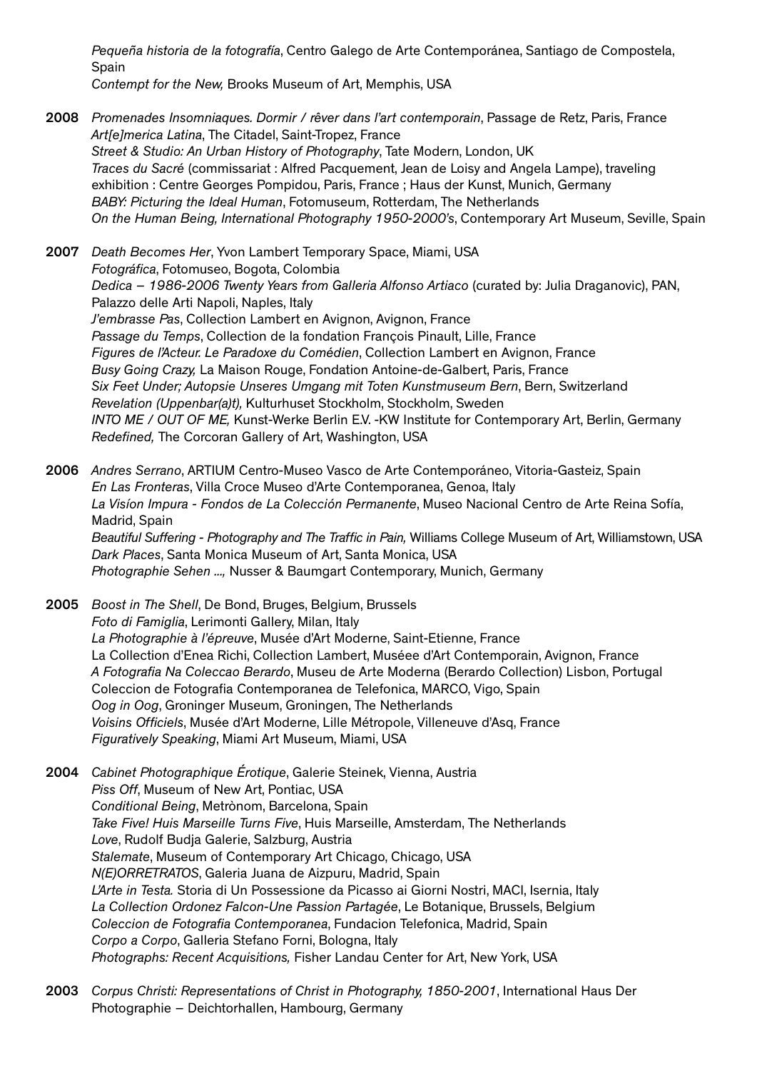*Pequeña historia de la fotografía*, Centro Galego de Arte Contemporánea, Santiago de Compostela, Spain
*Contempt for the New,* Brooks Museum of Art, Memphis, USA

**2008** *Promenades Insomniaques. Dormir / rêver dans l'art contemporain*, Passage de Retz, Paris, France
*Art[e]merica Latina*, The Citadel, Saint-Tropez, France
*Street & Studio: An Urban History of Photography*, Tate Modern, London, UK
*Traces du Sacré* (commissariat : Alfred Pacquement, Jean de Loisy and Angela Lampe), traveling exhibition : Centre Georges Pompidou, Paris, France ; Haus der Kunst, Munich, Germany
*BABY: Picturing the Ideal Human*, Fotomuseum, Rotterdam, The Netherlands
*On the Human Being, International Photography 1950-2000's*, Contemporary Art Museum, Seville, Spain

**2007** *Death Becomes Her*, Yvon Lambert Temporary Space, Miami, USA
*Fotográfica*, Fotomuseo, Bogota, Colombia
*Dedica – 1986-2006 Twenty Years from Galleria Alfonso Artiaco* (curated by: Julia Draganovic), PAN, Palazzo delle Arti Napoli, Naples, Italy
*J'embrasse Pas*, Collection Lambert en Avignon, Avignon, France
*Passage du Temps*, Collection de la fondation François Pinault, Lille, France
*Figures de l'Acteur. Le Paradoxe du Comédien*, Collection Lambert en Avignon, France
*Busy Going Crazy,* La Maison Rouge, Fondation Antoine-de-Galbert, Paris, France
*Six Feet Under; Autopsie Unseres Umgang mit Toten Kunstmuseum Bern*, Bern, Switzerland
*Revelation (Uppenbar(a)t),* Kulturhuset Stockholm, Stockholm, Sweden
*INTO ME / OUT OF ME,* Kunst-Werke Berlin E.V. -KW Institute for Contemporary Art, Berlin, Germany
*Redefined,* The Corcoran Gallery of Art, Washington, USA

**2006** *Andres Serrano*, ARTIUM Centro-Museo Vasco de Arte Contemporáneo, Vitoria-Gasteiz, Spain
*En Las Fronteras*, Villa Croce Museo d'Arte Contemporanea, Genoa, Italy
*La Visíon Impura - Fondos de La Colección Permanente*, Museo Nacional Centro de Arte Reina Sofía, Madrid, Spain
*Beautiful Suffering - Photography and The Traffic in Pain,* Williams College Museum of Art, Williamstown, USA
*Dark Places*, Santa Monica Museum of Art, Santa Monica, USA
*Photographie Sehen ...,* Nusser & Baumgart Contemporary, Munich, Germany

**2005** *Boost in The Shell*, De Bond, Bruges, Belgium, Brussels
*Foto di Famiglia*, Lerimonti Gallery, Milan, Italy
*La Photographie à l'épreuve*, Musée d'Art Moderne, Saint-Etienne, France
La Collection d'Enea Richi, Collection Lambert, Muséee d'Art Contemporain, Avignon, France
*A Fotografia Na Coleccao Berardo*, Museu de Arte Moderna (Berardo Collection) Lisbon, Portugal
Coleccion de Fotografia Contemporanea de Telefonica, MARCO, Vigo, Spain
*Oog in Oog*, Groninger Museum, Groningen, The Netherlands
*Voisins Officiels*, Musée d'Art Moderne, Lille Métropole, Villeneuve d'Asq, France
*Figuratively Speaking*, Miami Art Museum, Miami, USA

**2004** *Cabinet Photographique Érotique*, Galerie Steinek, Vienna, Austria
*Piss Off*, Museum of New Art, Pontiac, USA
*Conditional Being*, Metrònom, Barcelona, Spain
*Take Five! Huis Marseille Turns Five*, Huis Marseille, Amsterdam, The Netherlands
*Love*, Rudolf Budja Galerie, Salzburg, Austria
*Stalemate*, Museum of Contemporary Art Chicago, Chicago, USA
*N(E)ORRETRATOS*, Galeria Juana de Aizpuru, Madrid, Spain
*L'Arte in Testa.* Storia di Un Possessione da Picasso ai Giorni Nostri, MACI, Isernia, Italy
*La Collection Ordonez Falcon-Une Passion Partagée*, Le Botanique, Brussels, Belgium
*Coleccion de Fotografia Contemporanea*, Fundacion Telefonica, Madrid, Spain
*Corpo a Corpo*, Galleria Stefano Forni, Bologna, Italy
*Photographs: Recent Acquisitions,* Fisher Landau Center for Art, New York, USA

**2003** *Corpus Christi: Representations of Christ in Photography, 1850-2001*, International Haus Der Photographie – Deichtorhallen, Hambourg, Germany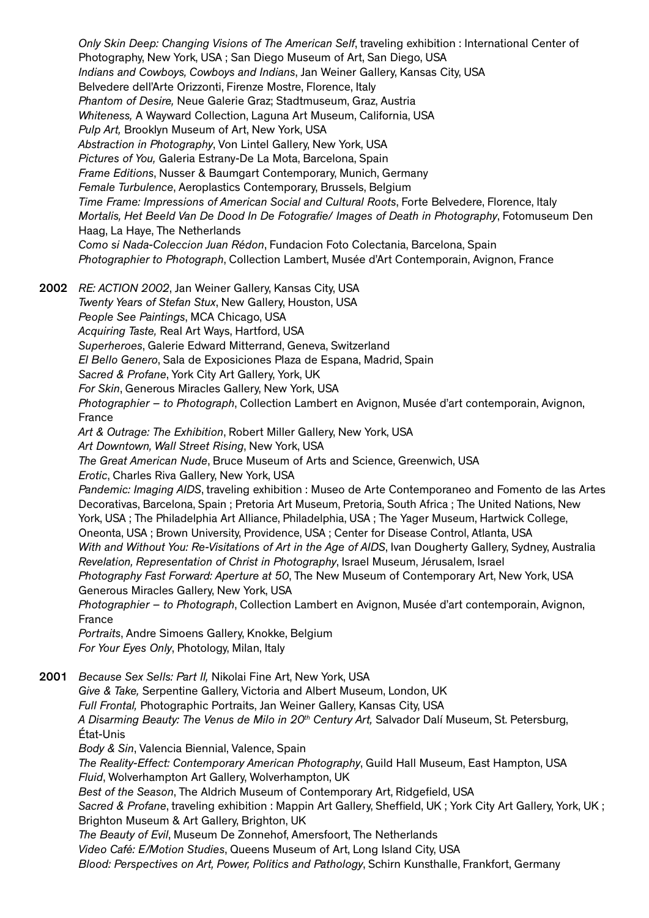*Only Skin Deep: Changing Visions of The American Self*, traveling exhibition : International Center of Photography, New York, USA ; San Diego Museum of Art, San Diego, USA
*Indians and Cowboys, Cowboys and Indians*, Jan Weiner Gallery, Kansas City, USA
Belvedere dell'Arte Orizzonti, Firenze Mostre, Florence, Italy
*Phantom of Desire,* Neue Galerie Graz; Stadtmuseum, Graz, Austria
*Whiteness,* A Wayward Collection, Laguna Art Museum, California, USA
*Pulp Art,* Brooklyn Museum of Art, New York, USA
*Abstraction in Photography*, Von Lintel Gallery, New York, USA
*Pictures of You,* Galeria Estrany-De La Mota, Barcelona, Spain
*Frame Editions*, Nusser & Baumgart Contemporary, Munich, Germany
*Female Turbulence*, Aeroplastics Contemporary, Brussels, Belgium
*Time Frame: Impressions of American Social and Cultural Roots*, Forte Belvedere, Florence, Italy
*Mortalis, Het Beeld Van De Dood In De Fotografie/ Images of Death in Photography*, Fotomuseum Den Haag, La Haye, The Netherlands
*Como si Nada-Coleccion Juan Rédon*, Fundacion Foto Colectania, Barcelona, Spain
*Photographier to Photograph*, Collection Lambert, Musée d'Art Contemporain, Avignon, France

**2002** *RE: ACTION 2002*, Jan Weiner Gallery, Kansas City, USA
*Twenty Years of Stefan Stux*, New Gallery, Houston, USA
*People See Paintings*, MCA Chicago, USA
*Acquiring Taste,* Real Art Ways, Hartford, USA
*Superheroes*, Galerie Edward Mitterrand, Geneva, Switzerland
*El Bello Genero*, Sala de Exposiciones Plaza de Espana, Madrid, Spain
*Sacred & Profane*, York City Art Gallery, York, UK
*For Skin*, Generous Miracles Gallery, New York, USA
*Photographier – to Photograph*, Collection Lambert en Avignon, Musée d'art contemporain, Avignon, France
*Art & Outrage: The Exhibition*, Robert Miller Gallery, New York, USA
*Art Downtown, Wall Street Rising*, New York, USA
*The Great American Nude*, Bruce Museum of Arts and Science, Greenwich, USA
*Erotic*, Charles Riva Gallery, New York, USA
*Pandemic: Imaging AIDS*, traveling exhibition : Museo de Arte Contemporaneo and Fomento de las Artes Decorativas, Barcelona, Spain ; Pretoria Art Museum, Pretoria, South Africa ; The United Nations, New York, USA ; The Philadelphia Art Alliance, Philadelphia, USA ; The Yager Museum, Hartwick College, Oneonta, USA ; Brown University, Providence, USA ; Center for Disease Control, Atlanta, USA
*With and Without You: Re-Visitations of Art in the Age of AIDS*, Ivan Dougherty Gallery, Sydney, Australia
*Revelation, Representation of Christ in Photography*, Israel Museum, Jérusalem, Israel
*Photography Fast Forward: Aperture at 50*, The New Museum of Contemporary Art, New York, USA
Generous Miracles Gallery, New York, USA
*Photographier – to Photograph*, Collection Lambert en Avignon, Musée d'art contemporain, Avignon, France
*Portraits*, Andre Simoens Gallery, Knokke, Belgium
*For Your Eyes Only*, Photology, Milan, Italy

**2001** *Because Sex Sells: Part II,* Nikolai Fine Art, New York, USA
*Give & Take,* Serpentine Gallery, Victoria and Albert Museum, London, UK
*Full Frontal,* Photographic Portraits, Jan Weiner Gallery, Kansas City, USA
*A Disarming Beauty: The Venus de Milo in 20th Century Art,* Salvador Dalí Museum, St. Petersburg, État-Unis
*Body & Sin*, Valencia Biennial, Valence, Spain
*The Reality-Effect: Contemporary American Photography*, Guild Hall Museum, East Hampton, USA
*Fluid*, Wolverhampton Art Gallery, Wolverhampton, UK
*Best of the Season*, The Aldrich Museum of Contemporary Art, Ridgefield, USA
*Sacred & Profane*, traveling exhibition : Mappin Art Gallery, Sheffield, UK ; York City Art Gallery, York, UK ; Brighton Museum & Art Gallery, Brighton, UK
*The Beauty of Evil*, Museum De Zonnehof, Amersfoort, The Netherlands
*Video Café: E/Motion Studies*, Queens Museum of Art, Long Island City, USA
*Blood: Perspectives on Art, Power, Politics and Pathology*, Schirn Kunsthalle, Frankfort, Germany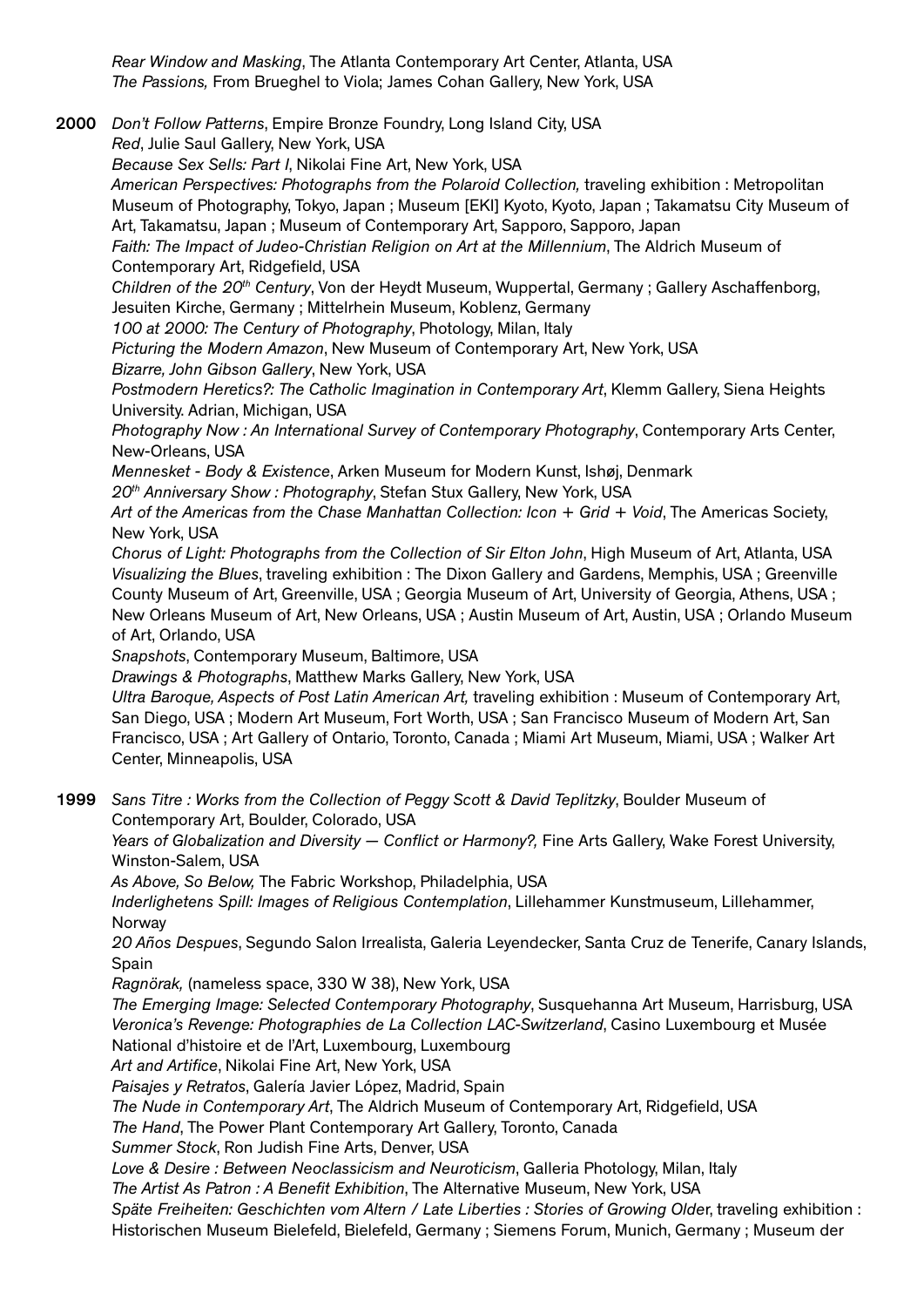*Rear Window and Masking*, The Atlanta Contemporary Art Center, Atlanta, USA
*The Passions,* From Brueghel to Viola; James Cohan Gallery, New York, USA

**2000** *Don't Follow Patterns*, Empire Bronze Foundry, Long Island City, USA
*Red*, Julie Saul Gallery, New York, USA
*Because Sex Sells: Part I*, Nikolai Fine Art, New York, USA
*American Perspectives: Photographs from the Polaroid Collection,* traveling exhibition : Metropolitan Museum of Photography, Tokyo, Japan ; Museum [EKI] Kyoto, Kyoto, Japan ; Takamatsu City Museum of Art, Takamatsu, Japan ; Museum of Contemporary Art, Sapporo, Sapporo, Japan
*Faith: The Impact of Judeo-Christian Religion on Art at the Millennium*, The Aldrich Museum of Contemporary Art, Ridgefield, USA
*Children of the 20th Century*, Von der Heydt Museum, Wuppertal, Germany ; Gallery Aschaffenborg, Jesuiten Kirche, Germany ; Mittelrhein Museum, Koblenz, Germany
*100 at 2000: The Century of Photography*, Photology, Milan, Italy
*Picturing the Modern Amazon*, New Museum of Contemporary Art, New York, USA
*Bizarre, John Gibson Gallery*, New York, USA
*Postmodern Heretics?: The Catholic Imagination in Contemporary Art*, Klemm Gallery, Siena Heights University. Adrian, Michigan, USA
*Photography Now : An International Survey of Contemporary Photography*, Contemporary Arts Center, New-Orleans, USA
*Mennesket - Body & Existence*, Arken Museum for Modern Kunst, Ishøj, Denmark
*20th Anniversary Show : Photography*, Stefan Stux Gallery, New York, USA
*Art of the Americas from the Chase Manhattan Collection: Icon + Grid + Void*, The Americas Society, New York, USA
*Chorus of Light: Photographs from the Collection of Sir Elton John*, High Museum of Art, Atlanta, USA
*Visualizing the Blues*, traveling exhibition : The Dixon Gallery and Gardens, Memphis, USA ; Greenville County Museum of Art, Greenville, USA ; Georgia Museum of Art, University of Georgia, Athens, USA ; New Orleans Museum of Art, New Orleans, USA ; Austin Museum of Art, Austin, USA ; Orlando Museum of Art, Orlando, USA
*Snapshots*, Contemporary Museum, Baltimore, USA
*Drawings & Photographs*, Matthew Marks Gallery, New York, USA
*Ultra Baroque, Aspects of Post Latin American Art,* traveling exhibition : Museum of Contemporary Art, San Diego, USA ; Modern Art Museum, Fort Worth, USA ; San Francisco Museum of Modern Art, San Francisco, USA ; Art Gallery of Ontario, Toronto, Canada ; Miami Art Museum, Miami, USA ; Walker Art Center, Minneapolis, USA

**1999** *Sans Titre : Works from the Collection of Peggy Scott & David Teplitzky*, Boulder Museum of Contemporary Art, Boulder, Colorado, USA
*Years of Globalization and Diversity — Conflict or Harmony?,* Fine Arts Gallery, Wake Forest University, Winston-Salem, USA
*As Above, So Below,* The Fabric Workshop, Philadelphia, USA
*Inderlighetens Spill: Images of Religious Contemplation*, Lillehammer Kunstmuseum, Lillehammer, Norway
*20 Años Despues*, Segundo Salon Irrealista, Galeria Leyendecker, Santa Cruz de Tenerife, Canary Islands, Spain
*Ragnörak,* (nameless space, 330 W 38), New York, USA
*The Emerging Image: Selected Contemporary Photography*, Susquehanna Art Museum, Harrisburg, USA
*Veronica's Revenge: Photographies de La Collection LAC-Switzerland*, Casino Luxembourg et Musée National d'histoire et de l'Art, Luxembourg, Luxembourg
*Art and Artifice*, Nikolai Fine Art, New York, USA
*Paisajes y Retratos*, Galería Javier López, Madrid, Spain
*The Nude in Contemporary Art*, The Aldrich Museum of Contemporary Art, Ridgefield, USA
*The Hand*, The Power Plant Contemporary Art Gallery, Toronto, Canada
*Summer Stock*, Ron Judish Fine Arts, Denver, USA
*Love & Desire : Between Neoclassicism and Neuroticism*, Galleria Photology, Milan, Italy
*The Artist As Patron : A Benefit Exhibition*, The Alternative Museum, New York, USA
*Späte Freiheiten: Geschichten vom Altern / Late Liberties : Stories of Growing Older*, traveling exhibition : Historischen Museum Bielefeld, Bielefeld, Germany ; Siemens Forum, Munich, Germany ; Museum der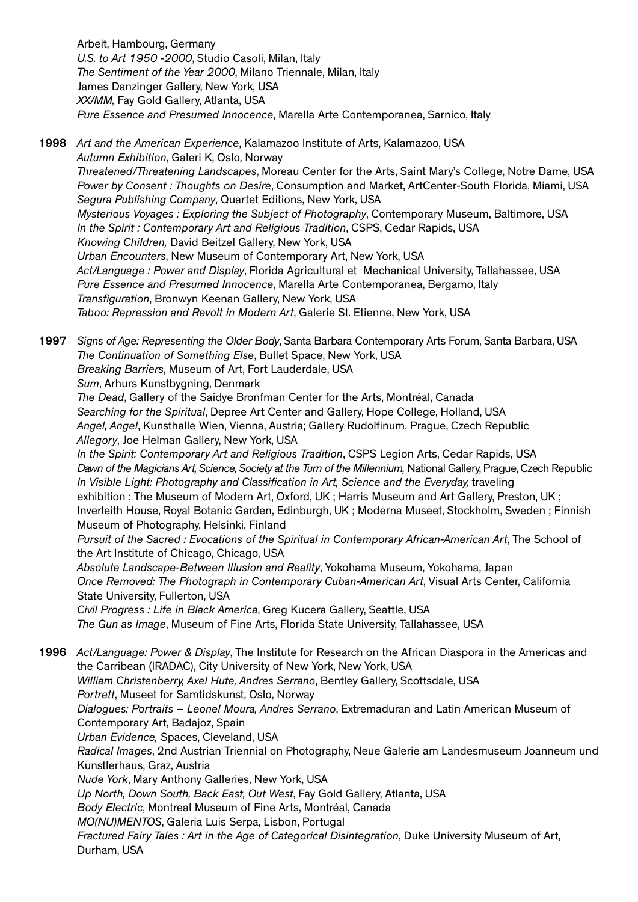Arbeit, Hambourg, Germany
*U.S. to Art 1950 -2000*, Studio Casoli, Milan, Italy
*The Sentiment of the Year 2000*, Milano Triennale, Milan, Italy
James Danzinger Gallery, New York, USA
*XX/MM,* Fay Gold Gallery, Atlanta, USA
*Pure Essence and Presumed Innocence*, Marella Arte Contemporanea, Sarnico, Italy

**1998** *Art and the American Experience*, Kalamazoo Institute of Arts, Kalamazoo, USA
*Autumn Exhibition*, Galeri K, Oslo, Norway
*Threatened/Threatening Landscapes*, Moreau Center for the Arts, Saint Mary's College, Notre Dame, USA
*Power by Consent : Thoughts on Desire*, Consumption and Market, ArtCenter-South Florida, Miami, USA
*Segura Publishing Company*, Quartet Editions, New York, USA
*Mysterious Voyages : Exploring the Subject of Photography*, Contemporary Museum, Baltimore, USA
*In the Spirit : Contemporary Art and Religious Tradition*, CSPS, Cedar Rapids, USA
*Knowing Children,* David Beitzel Gallery, New York, USA
*Urban Encounters*, New Museum of Contemporary Art, New York, USA
*Act/Language : Power and Display*, Florida Agricultural et Mechanical University, Tallahassee, USA
*Pure Essence and Presumed Innocence*, Marella Arte Contemporanea, Bergamo, Italy
*Transfiguration*, Bronwyn Keenan Gallery, New York, USA
*Taboo: Repression and Revolt in Modern Art*, Galerie St. Etienne, New York, USA

**1997** *Signs of Age: Representing the Older Body*, Santa Barbara Contemporary Arts Forum, Santa Barbara, USA
*The Continuation of Something Else*, Bullet Space, New York, USA
*Breaking Barriers*, Museum of Art, Fort Lauderdale, USA
*Sum*, Arhurs Kunstbygning, Denmark
*The Dead*, Gallery of the Saidye Bronfman Center for the Arts, Montréal, Canada
*Searching for the Spiritual*, Depree Art Center and Gallery, Hope College, Holland, USA
*Angel, Angel*, Kunsthalle Wien, Vienna, Austria; Gallery Rudolfinum, Prague, Czech Republic
*Allegory*, Joe Helman Gallery, New York, USA
*In the Spirit: Contemporary Art and Religious Tradition*, CSPS Legion Arts, Cedar Rapids, USA
*Dawn of the Magicians Art, Science, Society at the Turn of the Millennium,* National Gallery, Prague, Czech Republic
*In Visible Light: Photography and Classification in Art, Science and the Everyday,* traveling exhibition : The Museum of Modern Art, Oxford, UK ; Harris Museum and Art Gallery, Preston, UK ; Inverleith House, Royal Botanic Garden, Edinburgh, UK ; Moderna Museet, Stockholm, Sweden ; Finnish Museum of Photography, Helsinki, Finland
*Pursuit of the Sacred : Evocations of the Spiritual in Contemporary African-American Art*, The School of the Art Institute of Chicago, Chicago, USA
*Absolute Landscape-Between Illusion and Reality*, Yokohama Museum, Yokohama, Japan
*Once Removed: The Photograph in Contemporary Cuban-American Art*, Visual Arts Center, California State University, Fullerton, USA
*Civil Progress : Life in Black America*, Greg Kucera Gallery, Seattle, USA
*The Gun as Image*, Museum of Fine Arts, Florida State University, Tallahassee, USA

**1996** *Act/Language: Power & Display*, The Institute for Research on the African Diaspora in the Americas and the Carribean (IRADAC), City University of New York, New York, USA
*William Christenberry, Axel Hute, Andres Serrano*, Bentley Gallery, Scottsdale, USA
*Portrett*, Museet for Samtidskunst, Oslo, Norway
*Dialogues: Portraits – Leonel Moura, Andres Serrano*, Extremaduran and Latin American Museum of Contemporary Art, Badajoz, Spain
*Urban Evidence,* Spaces, Cleveland, USA
*Radical Images*, 2nd Austrian Triennial on Photography, Neue Galerie am Landesmuseum Joanneum und Kunstlerhaus, Graz, Austria
*Nude York*, Mary Anthony Galleries, New York, USA
*Up North, Down South, Back East, Out West*, Fay Gold Gallery, Atlanta, USA
*Body Electric*, Montreal Museum of Fine Arts, Montréal, Canada
*MO(NU)MENTOS*, Galeria Luis Serpa, Lisbon, Portugal
*Fractured Fairy Tales : Art in the Age of Categorical Disintegration*, Duke University Museum of Art, Durham, USA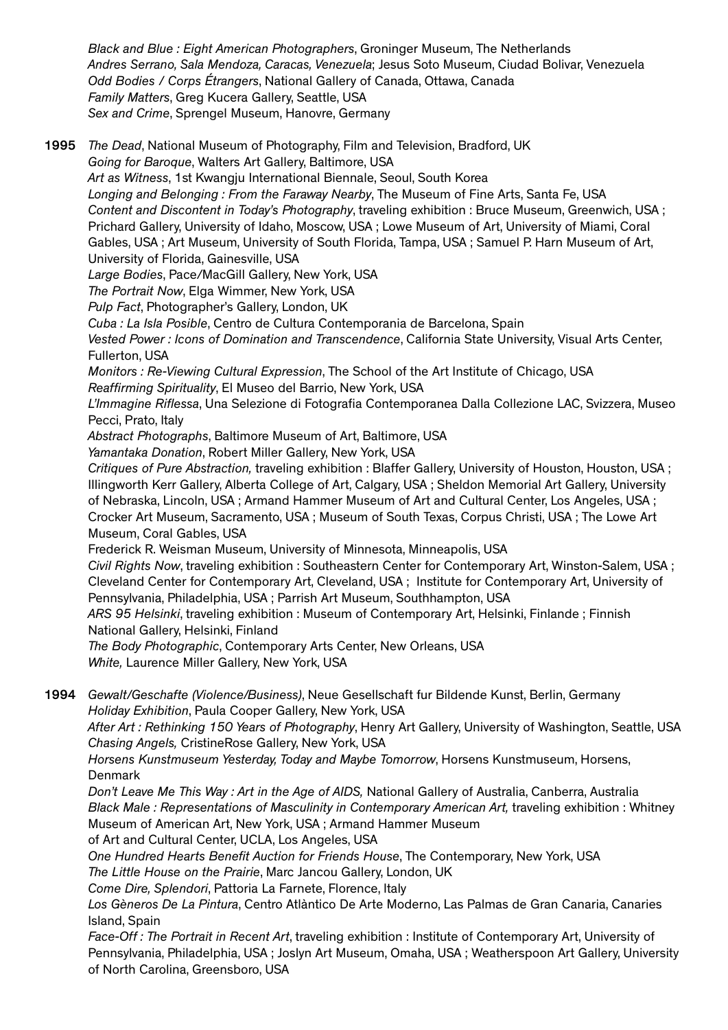*Black and Blue : Eight American Photographers*, Groninger Museum, The Netherlands
*Andres Serrano, Sala Mendoza, Caracas, Venezuela*; Jesus Soto Museum, Ciudad Bolivar, Venezuela
*Odd Bodies / Corps Étrangers*, National Gallery of Canada, Ottawa, Canada
*Family Matters*, Greg Kucera Gallery, Seattle, USA
*Sex and Crime*, Sprengel Museum, Hanovre, Germany

**1995** *The Dead*, National Museum of Photography, Film and Television, Bradford, UK
*Going for Baroque*, Walters Art Gallery, Baltimore, USA
*Art as Witness*, 1st Kwangju International Biennale, Seoul, South Korea
*Longing and Belonging : From the Faraway Nearby*, The Museum of Fine Arts, Santa Fe, USA
*Content and Discontent in Today's Photography*, traveling exhibition : Bruce Museum, Greenwich, USA ; Prichard Gallery, University of Idaho, Moscow, USA ; Lowe Museum of Art, University of Miami, Coral Gables, USA ; Art Museum, University of South Florida, Tampa, USA ; Samuel P. Harn Museum of Art, University of Florida, Gainesville, USA
*Large Bodies*, Pace/MacGill Gallery, New York, USA
*The Portrait Now*, Elga Wimmer, New York, USA
*Pulp Fact*, Photographer's Gallery, London, UK
*Cuba : La Isla Posible*, Centro de Cultura Contemporania de Barcelona, Spain
*Vested Power : Icons of Domination and Transcendence*, California State University, Visual Arts Center, Fullerton, USA
*Monitors : Re-Viewing Cultural Expression*, The School of the Art Institute of Chicago, USA
*Reaffirming Spirituality*, El Museo del Barrio, New York, USA
*L'Immagine Riflessa*, Una Selezione di Fotografia Contemporanea Dalla Collezione LAC, Svizzera, Museo Pecci, Prato, Italy
*Abstract Photographs*, Baltimore Museum of Art, Baltimore, USA
*Yamantaka Donation*, Robert Miller Gallery, New York, USA
*Critiques of Pure Abstraction,* traveling exhibition : Blaffer Gallery, University of Houston, Houston, USA ; Illingworth Kerr Gallery, Alberta College of Art, Calgary, USA ; Sheldon Memorial Art Gallery, University of Nebraska, Lincoln, USA ; Armand Hammer Museum of Art and Cultural Center, Los Angeles, USA ; Crocker Art Museum, Sacramento, USA ; Museum of South Texas, Corpus Christi, USA ; The Lowe Art Museum, Coral Gables, USA
Frederick R. Weisman Museum, University of Minnesota, Minneapolis, USA
*Civil Rights Now*, traveling exhibition : Southeastern Center for Contemporary Art, Winston-Salem, USA ; Cleveland Center for Contemporary Art, Cleveland, USA ; Institute for Contemporary Art, University of Pennsylvania, Philadelphia, USA ; Parrish Art Museum, Southhampton, USA
*ARS 95 Helsinki*, traveling exhibition : Museum of Contemporary Art, Helsinki, Finlande ; Finnish National Gallery, Helsinki, Finland
*The Body Photographic*, Contemporary Arts Center, New Orleans, USA
*White,* Laurence Miller Gallery, New York, USA

**1994** *Gewalt/Geschafte (Violence/Business)*, Neue Gesellschaft fur Bildende Kunst, Berlin, Germany
*Holiday Exhibition*, Paula Cooper Gallery, New York, USA
*After Art : Rethinking 150 Years of Photography*, Henry Art Gallery, University of Washington, Seattle, USA
*Chasing Angels,* CristineRose Gallery, New York, USA
*Horsens Kunstmuseum Yesterday, Today and Maybe Tomorrow*, Horsens Kunstmuseum, Horsens, Denmark
*Don't Leave Me This Way : Art in the Age of AIDS,* National Gallery of Australia, Canberra, Australia
*Black Male : Representations of Masculinity in Contemporary American Art,* traveling exhibition : Whitney Museum of American Art, New York, USA ; Armand Hammer Museum of Art and Cultural Center, UCLA, Los Angeles, USA
*One Hundred Hearts Benefit Auction for Friends House*, The Contemporary, New York, USA
*The Little House on the Prairie*, Marc Jancou Gallery, London, UK
*Come Dire, Splendori*, Pattoria La Farnete, Florence, Italy
*Los Gèneros De La Pintura*, Centro Atlàntico De Arte Moderno, Las Palmas de Gran Canaria, Canaries Island, Spain
*Face-Off : The Portrait in Recent Art*, traveling exhibition : Institute of Contemporary Art, University of Pennsylvania, Philadelphia, USA ; Joslyn Art Museum, Omaha, USA ; Weatherspoon Art Gallery, University of North Carolina, Greensboro, USA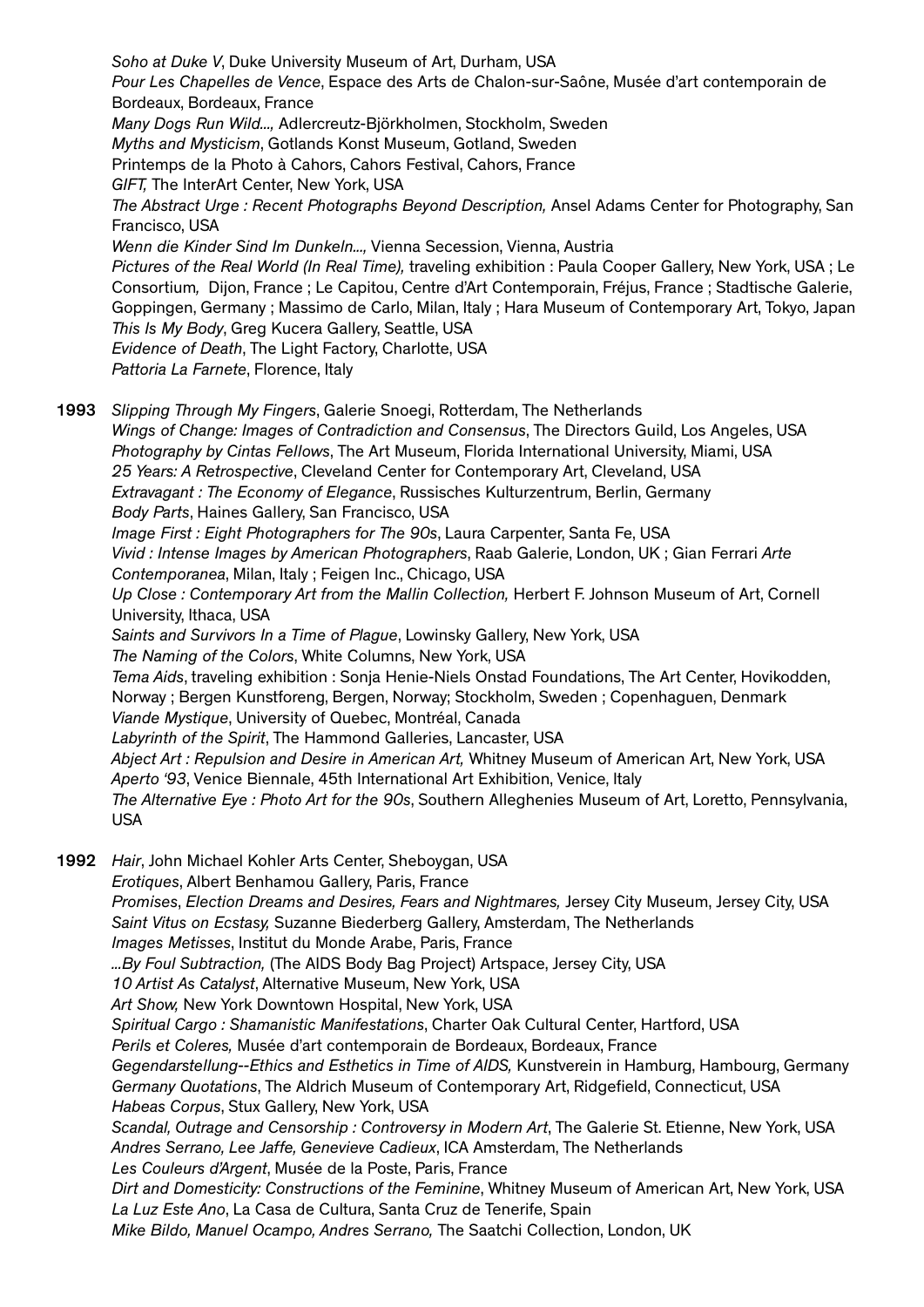*Soho at Duke V*, Duke University Museum of Art, Durham, USA
*Pour Les Chapelles de Vence*, Espace des Arts de Chalon-sur-Saône, Musée d'art contemporain de Bordeaux, Bordeaux, France
*Many Dogs Run Wild...,* Adlercreutz-Björkholmen, Stockholm, Sweden
*Myths and Mysticism*, Gotlands Konst Museum, Gotland, Sweden
Printemps de la Photo à Cahors, Cahors Festival, Cahors, France
*GIFT,* The InterArt Center, New York, USA
*The Abstract Urge : Recent Photographs Beyond Description,* Ansel Adams Center for Photography, San Francisco, USA
*Wenn die Kinder Sind Im Dunkeln...,* Vienna Secession, Vienna, Austria
*Pictures of the Real World (In Real Time),* traveling exhibition : Paula Cooper Gallery, New York, USA ; Le Consortium, Dijon, France ; Le Capitou, Centre d'Art Contemporain, Fréjus, France ; Stadtische Galerie, Goppingen, Germany ; Massimo de Carlo, Milan, Italy ; Hara Museum of Contemporary Art, Tokyo, Japan
*This Is My Body*, Greg Kucera Gallery, Seattle, USA
*Evidence of Death*, The Light Factory, Charlotte, USA
*Pattoria La Farnete*, Florence, Italy

**1993** *Slipping Through My Fingers*, Galerie Snoegi, Rotterdam, The Netherlands
*Wings of Change: Images of Contradiction and Consensus*, The Directors Guild, Los Angeles, USA
*Photography by Cintas Fellows*, The Art Museum, Florida International University, Miami, USA
*25 Years: A Retrospective*, Cleveland Center for Contemporary Art, Cleveland, USA
*Extravagant : The Economy of Elegance*, Russisches Kulturzentrum, Berlin, Germany
*Body Parts*, Haines Gallery, San Francisco, USA
*Image First : Eight Photographers for The 90s*, Laura Carpenter, Santa Fe, USA
*Vivid : Intense Images by American Photographers*, Raab Galerie, London, UK ; Gian Ferrari *Arte Contemporanea*, Milan, Italy ; Feigen Inc., Chicago, USA
*Up Close : Contemporary Art from the Mallin Collection,* Herbert F. Johnson Museum of Art, Cornell University, Ithaca, USA
*Saints and Survivors In a Time of Plague*, Lowinsky Gallery, New York, USA
*The Naming of the Colors*, White Columns, New York, USA
*Tema Aids*, traveling exhibition : Sonja Henie-Niels Onstad Foundations, The Art Center, Hovikodden, Norway ; Bergen Kunstforeng, Bergen, Norway; Stockholm, Sweden ; Copenhaguen, Denmark
*Viande Mystique*, University of Quebec, Montréal, Canada
*Labyrinth of the Spirit*, The Hammond Galleries, Lancaster, USA
*Abject Art : Repulsion and Desire in American Art,* Whitney Museum of American Art, New York, USA
*Aperto '93*, Venice Biennale, 45th International Art Exhibition, Venice, Italy
*The Alternative Eye : Photo Art for the 90s*, Southern Alleghenies Museum of Art, Loretto, Pennsylvania, USA

**1992** *Hair*, John Michael Kohler Arts Center, Sheboygan, USA
*Erotiques*, Albert Benhamou Gallery, Paris, France
*Promises*, *Election Dreams and Desires, Fears and Nightmares,* Jersey City Museum, Jersey City, USA
*Saint Vitus on Ecstasy,* Suzanne Biederberg Gallery, Amsterdam, The Netherlands
*Images Metisses*, Institut du Monde Arabe, Paris, France
*...By Foul Subtraction,* (The AIDS Body Bag Project) Artspace, Jersey City, USA
*10 Artist As Catalyst*, Alternative Museum, New York, USA
*Art Show,* New York Downtown Hospital, New York, USA
*Spiritual Cargo : Shamanistic Manifestations*, Charter Oak Cultural Center, Hartford, USA
*Perils et Coleres,* Musée d'art contemporain de Bordeaux, Bordeaux, France
*Gegendarstellung--Ethics and Esthetics in Time of AIDS,* Kunstverein in Hamburg, Hambourg, Germany
*Germany Quotations*, The Aldrich Museum of Contemporary Art, Ridgefield, Connecticut, USA
*Habeas Corpus*, Stux Gallery, New York, USA
*Scandal, Outrage and Censorship : Controversy in Modern Art*, The Galerie St. Etienne, New York, USA
*Andres Serrano, Lee Jaffe, Genevieve Cadieux*, ICA Amsterdam, The Netherlands
*Les Couleurs d'Argent*, Musée de la Poste, Paris, France
*Dirt and Domesticity: Constructions of the Feminine*, Whitney Museum of American Art, New York, USA
*La Luz Este Ano*, La Casa de Cultura, Santa Cruz de Tenerife, Spain
*Mike Bildo, Manuel Ocampo, Andres Serrano,* The Saatchi Collection, London, UK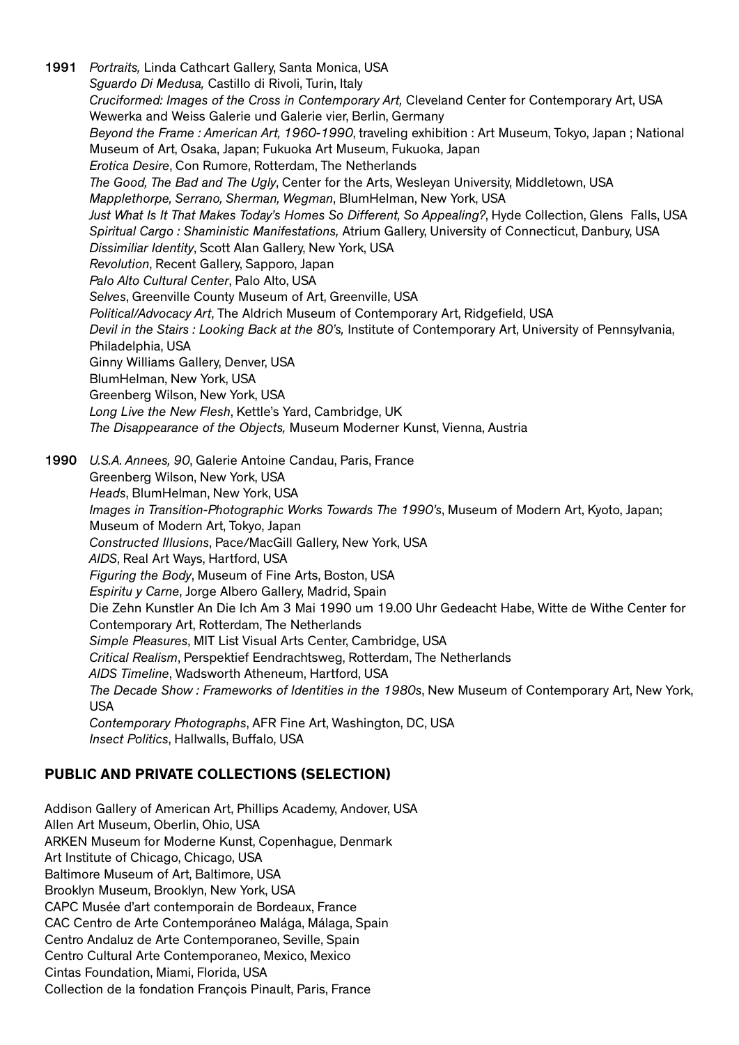**1991** *Portraits,* Linda Cathcart Gallery, Santa Monica, USA
*Sguardo Di Medusa,* Castillo di Rivoli, Turin, Italy
*Cruciformed: Images of the Cross in Contemporary Art,* Cleveland Center for Contemporary Art, USA
Wewerka and Weiss Galerie und Galerie vier, Berlin, Germany
*Beyond the Frame : American Art, 1960-1990*, traveling exhibition : Art Museum, Tokyo, Japan ; National Museum of Art, Osaka, Japan; Fukuoka Art Museum, Fukuoka, Japan
*Erotica Desire*, Con Rumore, Rotterdam, The Netherlands
*The Good, The Bad and The Ugly*, Center for the Arts, Wesleyan University, Middletown, USA
*Mapplethorpe, Serrano, Sherman, Wegman*, BlumHelman, New York, USA
*Just What Is It That Makes Today's Homes So Different, So Appealing?*, Hyde Collection, Glens Falls, USA
*Spiritual Cargo : Shaministic Manifestations,* Atrium Gallery, University of Connecticut, Danbury, USA
*Dissimiliar Identity*, Scott Alan Gallery, New York, USA
*Revolution*, Recent Gallery, Sapporo, Japan
*Palo Alto Cultural Center*, Palo Alto, USA
*Selves*, Greenville County Museum of Art, Greenville, USA
*Political/Advocacy Art*, The Aldrich Museum of Contemporary Art, Ridgefield, USA
*Devil in the Stairs : Looking Back at the 80's,* Institute of Contemporary Art, University of Pennsylvania, Philadelphia, USA
Ginny Williams Gallery, Denver, USA
BlumHelman, New York, USA
Greenberg Wilson, New York, USA
*Long Live the New Flesh*, Kettle's Yard, Cambridge, UK
*The Disappearance of the Objects,* Museum Moderner Kunst, Vienna, Austria

**1990** *U.S.A. Annees, 90*, Galerie Antoine Candau, Paris, France
Greenberg Wilson, New York, USA
*Heads*, BlumHelman, New York, USA
*Images in Transition-Photographic Works Towards The 1990's*, Museum of Modern Art, Kyoto, Japan; Museum of Modern Art, Tokyo, Japan
*Constructed Illusions*, Pace/MacGill Gallery, New York, USA
*AIDS*, Real Art Ways, Hartford, USA
*Figuring the Body*, Museum of Fine Arts, Boston, USA
*Espiritu y Carne*, Jorge Albero Gallery, Madrid, Spain
Die Zehn Kunstler An Die Ich Am 3 Mai 1990 um 19.00 Uhr Gedeacht Habe, Witte de Withe Center for Contemporary Art, Rotterdam, The Netherlands
*Simple Pleasures*, MIT List Visual Arts Center, Cambridge, USA
*Critical Realism*, Perspektief Eendrachtsweg, Rotterdam, The Netherlands
*AIDS Timeline*, Wadsworth Atheneum, Hartford, USA
*The Decade Show : Frameworks of Identities in the 1980s*, New Museum of Contemporary Art, New York, USA
*Contemporary Photographs*, AFR Fine Art, Washington, DC, USA
*Insect Politics*, Hallwalls, Buffalo, USA

## PUBLIC AND PRIVATE COLLECTIONS (SELECTION)

Addison Gallery of American Art, Phillips Academy, Andover, USA
Allen Art Museum, Oberlin, Ohio, USA
ARKEN Museum for Moderne Kunst, Copenhague, Denmark
Art Institute of Chicago, Chicago, USA
Baltimore Museum of Art, Baltimore, USA
Brooklyn Museum, Brooklyn, New York, USA
CAPC Musée d'art contemporain de Bordeaux, France
CAC Centro de Arte Contemporáneo Malága, Málaga, Spain
Centro Andaluz de Arte Contemporaneo, Seville, Spain
Centro Cultural Arte Contemporaneo, Mexico, Mexico
Cintas Foundation, Miami, Florida, USA
Collection de la fondation François Pinault, Paris, France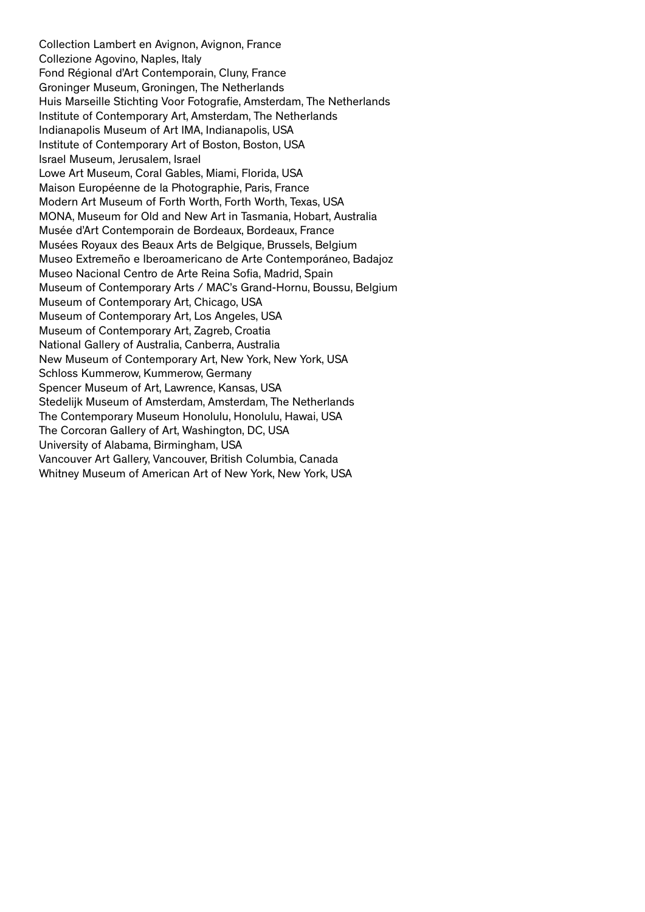Collection Lambert en Avignon, Avignon, France
Collezione Agovino, Naples, Italy
Fond Régional d'Art Contemporain, Cluny, France
Groninger Museum, Groningen, The Netherlands
Huis Marseille Stichting Voor Fotografie, Amsterdam, The Netherlands
Institute of Contemporary Art, Amsterdam, The Netherlands
Indianapolis Museum of Art IMA, Indianapolis, USA
Institute of Contemporary Art of Boston, Boston, USA
Israel Museum, Jerusalem, Israel
Lowe Art Museum, Coral Gables, Miami, Florida, USA
Maison Européenne de la Photographie, Paris, France
Modern Art Museum of Forth Worth, Forth Worth, Texas, USA
MONA, Museum for Old and New Art in Tasmania, Hobart, Australia
Musée d'Art Contemporain de Bordeaux, Bordeaux, France
Musées Royaux des Beaux Arts de Belgique, Brussels, Belgium
Museo Extremeño e Iberoamericano de Arte Contemporáneo, Badajoz
Museo Nacional Centro de Arte Reina Sofia, Madrid, Spain
Museum of Contemporary Arts / MAC's Grand-Hornu, Boussu, Belgium
Museum of Contemporary Art, Chicago, USA
Museum of Contemporary Art, Los Angeles, USA
Museum of Contemporary Art, Zagreb, Croatia
National Gallery of Australia, Canberra, Australia
New Museum of Contemporary Art, New York, New York, USA
Schloss Kummerow, Kummerow, Germany
Spencer Museum of Art, Lawrence, Kansas, USA
Stedelijk Museum of Amsterdam, Amsterdam, The Netherlands
The Contemporary Museum Honolulu, Honolulu, Hawai, USA
The Corcoran Gallery of Art, Washington, DC, USA
University of Alabama, Birmingham, USA
Vancouver Art Gallery, Vancouver, British Columbia, Canada
Whitney Museum of American Art of New York, New York, USA